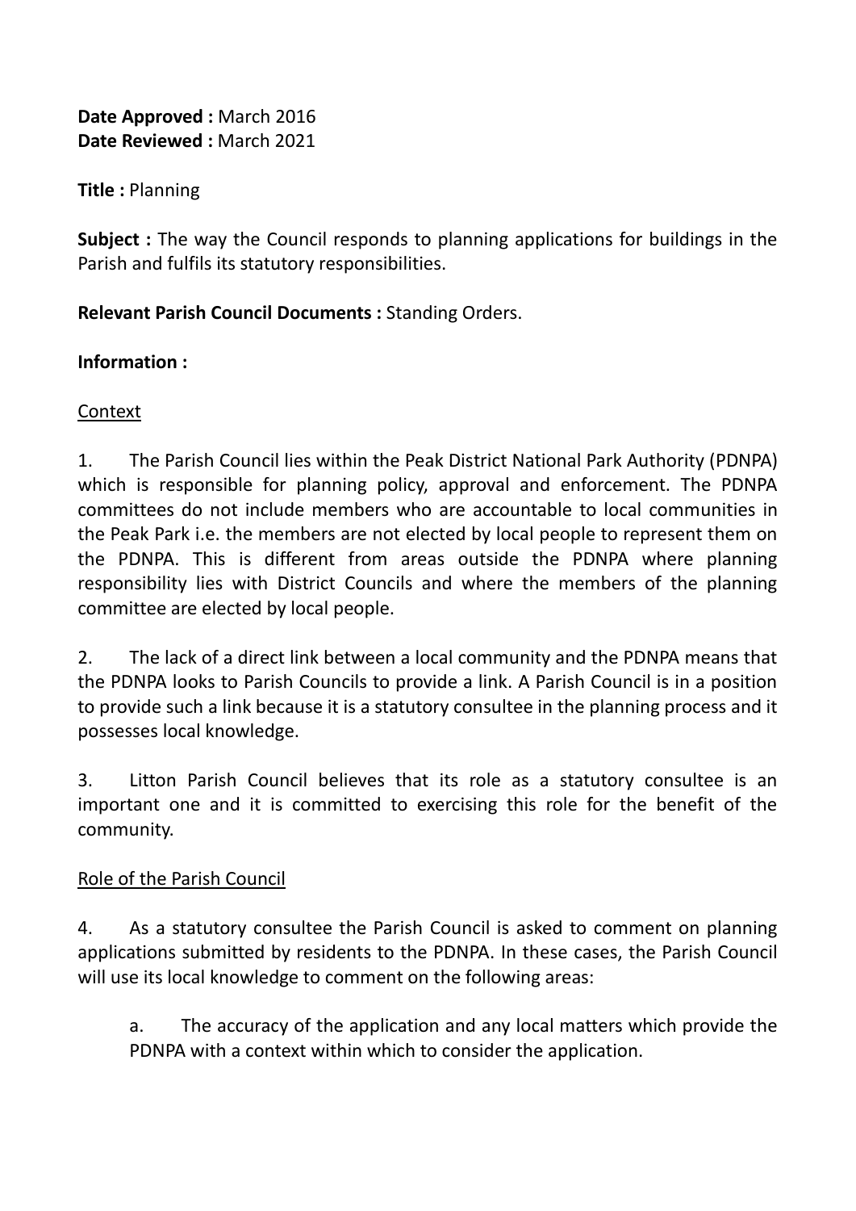**Date Approved :** March 2016
**Date Reviewed :** March 2021

**Title :** Planning

**Subject :** The way the Council responds to planning applications for buildings in the Parish and fulfils its statutory responsibilities.

**Relevant Parish Council Documents :** Standing Orders.

**Information :**

Context

1. The Parish Council lies within the Peak District National Park Authority (PDNPA) which is responsible for planning policy, approval and enforcement. The PDNPA committees do not include members who are accountable to local communities in the Peak Park i.e. the members are not elected by local people to represent them on the PDNPA. This is different from areas outside the PDNPA where planning responsibility lies with District Councils and where the members of the planning committee are elected by local people.

2. The lack of a direct link between a local community and the PDNPA means that the PDNPA looks to Parish Councils to provide a link. A Parish Council is in a position to provide such a link because it is a statutory consultee in the planning process and it possesses local knowledge.

3. Litton Parish Council believes that its role as a statutory consultee is an important one and it is committed to exercising this role for the benefit of the community.

Role of the Parish Council

4. As a statutory consultee the Parish Council is asked to comment on planning applications submitted by residents to the PDNPA. In these cases, the Parish Council will use its local knowledge to comment on the following areas:

   a. The accuracy of the application and any local matters which provide the PDNPA with a context within which to consider the application.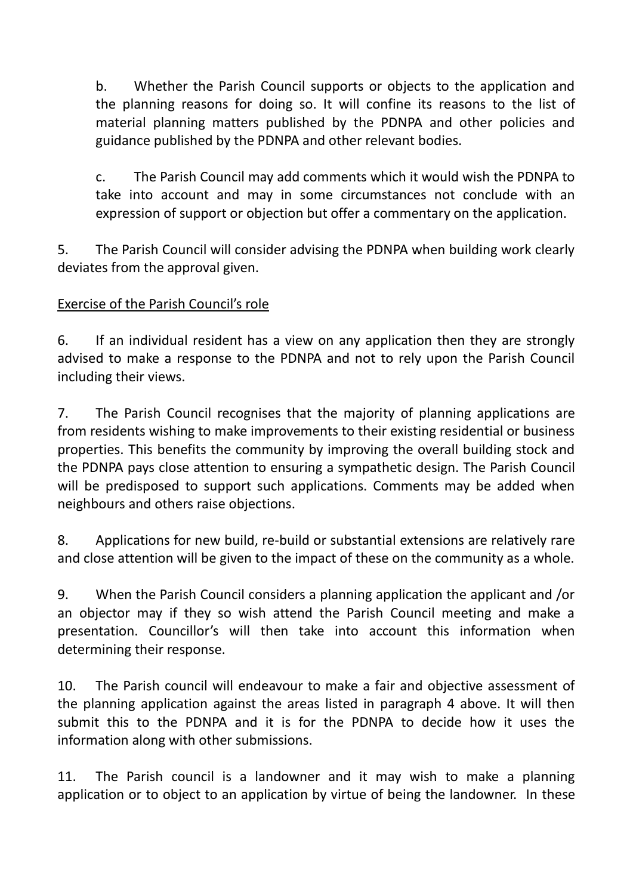b. Whether the Parish Council supports or objects to the application and the planning reasons for doing so. It will confine its reasons to the list of material planning matters published by the PDNPA and other policies and guidance published by the PDNPA and other relevant bodies.

c. The Parish Council may add comments which it would wish the PDNPA to take into account and may in some circumstances not conclude with an expression of support or objection but offer a commentary on the application.

5. The Parish Council will consider advising the PDNPA when building work clearly deviates from the approval given.

<u>Exercise of the Parish Council's role</u>

6. If an individual resident has a view on any application then they are strongly advised to make a response to the PDNPA and not to rely upon the Parish Council including their views.

7. The Parish Council recognises that the majority of planning applications are from residents wishing to make improvements to their existing residential or business properties. This benefits the community by improving the overall building stock and the PDNPA pays close attention to ensuring a sympathetic design. The Parish Council will be predisposed to support such applications. Comments may be added when neighbours and others raise objections.

8. Applications for new build, re-build or substantial extensions are relatively rare and close attention will be given to the impact of these on the community as a whole.

9. When the Parish Council considers a planning application the applicant and /or an objector may if they so wish attend the Parish Council meeting and make a presentation. Councillor's will then take into account this information when determining their response.

10. The Parish council will endeavour to make a fair and objective assessment of the planning application against the areas listed in paragraph 4 above. It will then submit this to the PDNPA and it is for the PDNPA to decide how it uses the information along with other submissions.

11. The Parish council is a landowner and it may wish to make a planning application or to object to an application by virtue of being the landowner. In these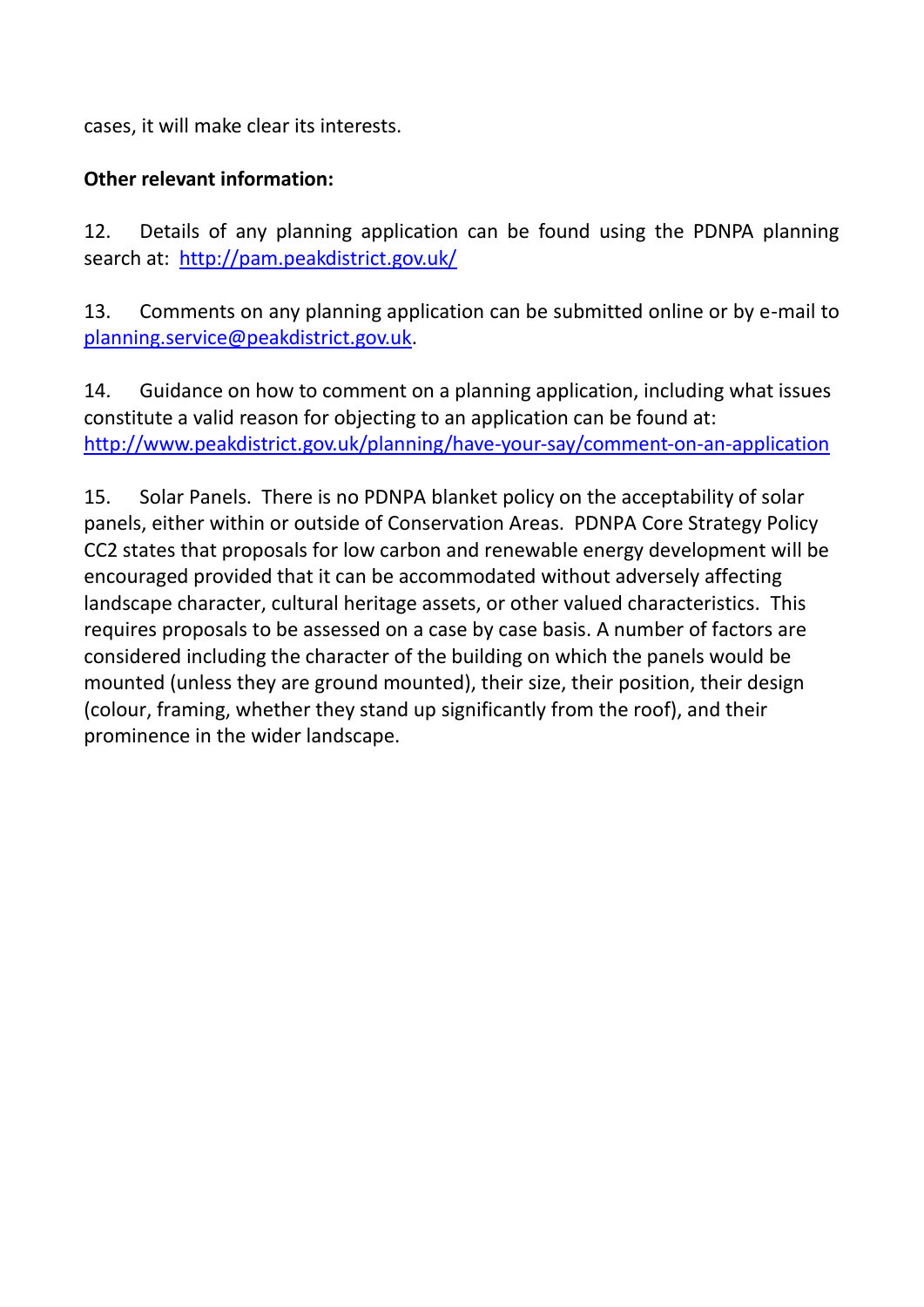cases, it will make clear its interests.

**Other relevant information:**

12. Details of any planning application can be found using the PDNPA planning search at: [http://pam.peakdistrict.gov.uk/](http://pam.peakdistrict.gov.uk/)

13. Comments on any planning application can be submitted online or by e-mail to [planning.service@peakdistrict.gov.uk](mailto:planning.service@peakdistrict.gov.uk).

14. Guidance on how to comment on a planning application, including what issues constitute a valid reason for objecting to an application can be found at: [http://www.peakdistrict.gov.uk/planning/have-your-say/comment-on-an-application](http://www.peakdistrict.gov.uk/planning/have-your-say/comment-on-an-application)

15. Solar Panels. There is no PDNPA blanket policy on the acceptability of solar panels, either within or outside of Conservation Areas. PDNPA Core Strategy Policy CC2 states that proposals for low carbon and renewable energy development will be encouraged provided that it can be accommodated without adversely affecting landscape character, cultural heritage assets, or other valued characteristics. This requires proposals to be assessed on a case by case basis. A number of factors are considered including the character of the building on which the panels would be mounted (unless they are ground mounted), their size, their position, their design (colour, framing, whether they stand up significantly from the roof), and their prominence in the wider landscape.